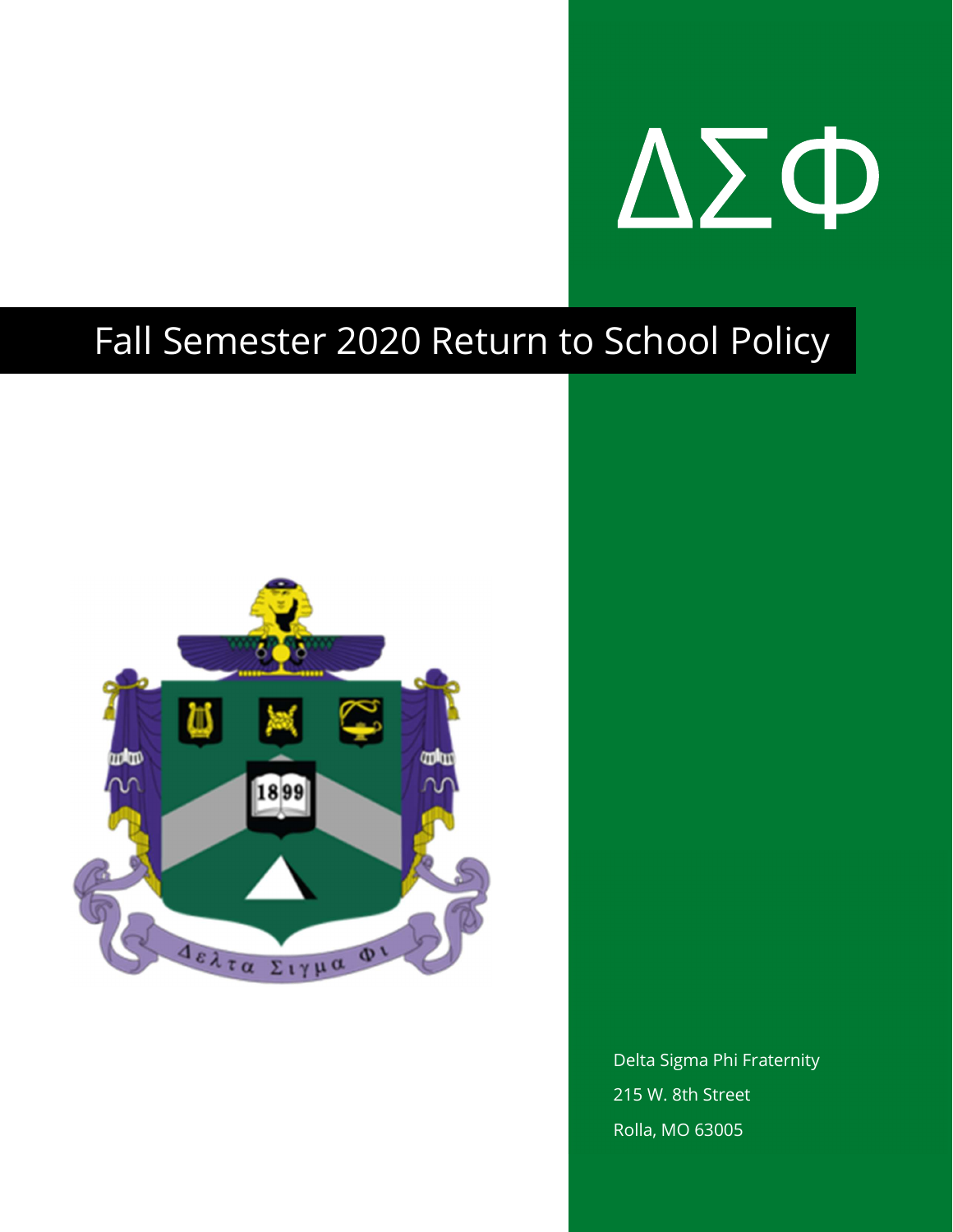ΔΣΦ

# Fall Semester 2020 Return to School Policy

Δελτα Σιγμα Φι

1899

Delta Sigma Phi Fraternity

215 W. 8th Street

Rolla, MO 63005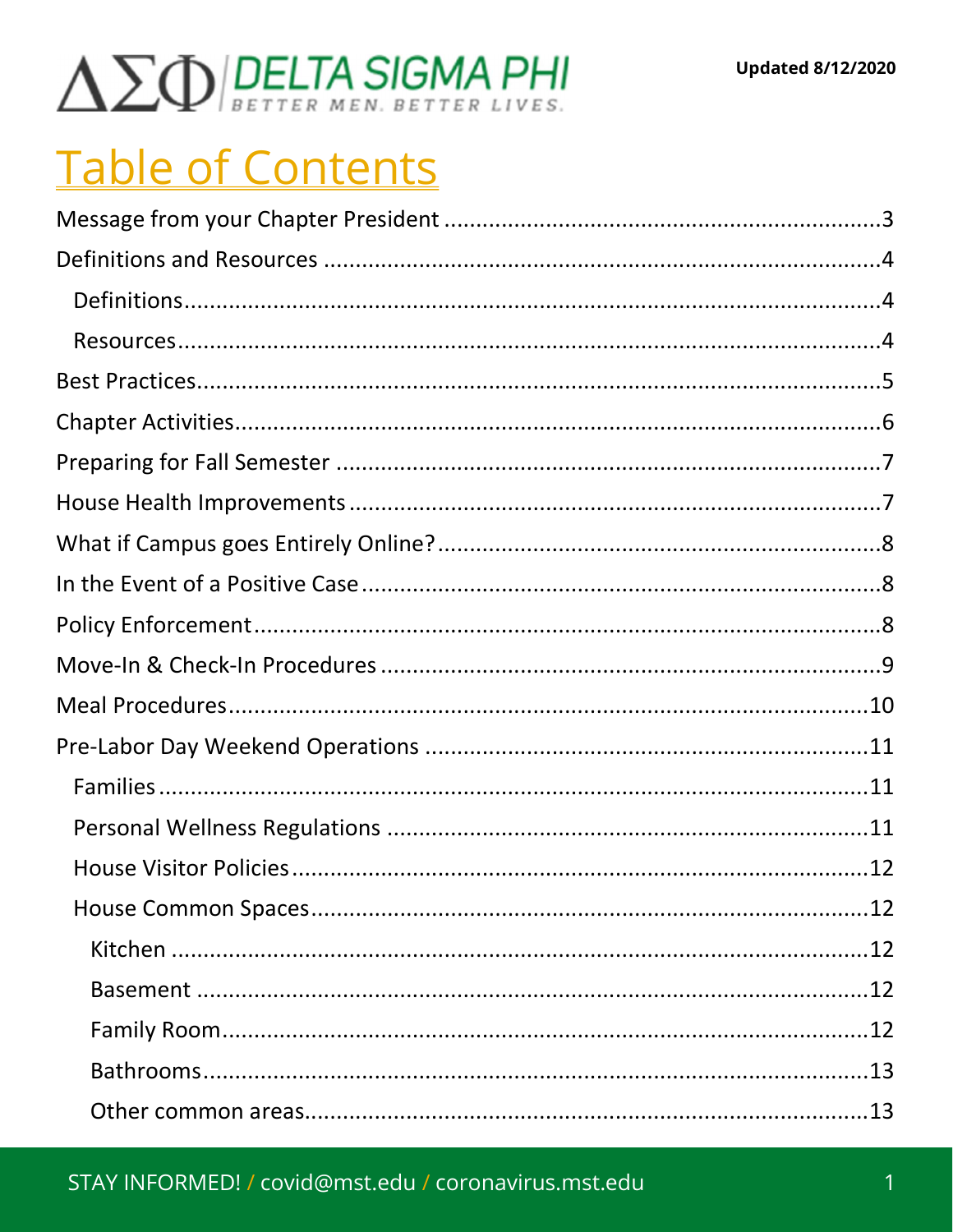ΔΣΦ DELTA SIGMA PHI
BETTER MEN. BETTER LIVES.

**Updated 8/12/2020**

# Table of Contents

- Message from your Chapter President ....3
- Definitions and Resources ....4
  - Definitions ....4
  - Resources ....4
- Best Practices ....5
- Chapter Activities ....6
- Preparing for Fall Semester ....7
- House Health Improvements ....7
- What if Campus goes Entirely Online? ....8
- In the Event of a Positive Case ....8
- Policy Enforcement ....8
- Move-In & Check-In Procedures ....9
- Meal Procedures ....10
- Pre-Labor Day Weekend Operations ....11
  - Families ....11
  - Personal Wellness Regulations ....11
  - House Visitor Policies ....12
  - House Common Spaces ....12
    - Kitchen ....12
    - Basement ....12
    - Family Room ....12
    - Bathrooms ....13
    - Other common areas ....13

STAY INFORMED! / covid@mst.edu / coronavirus.mst.edu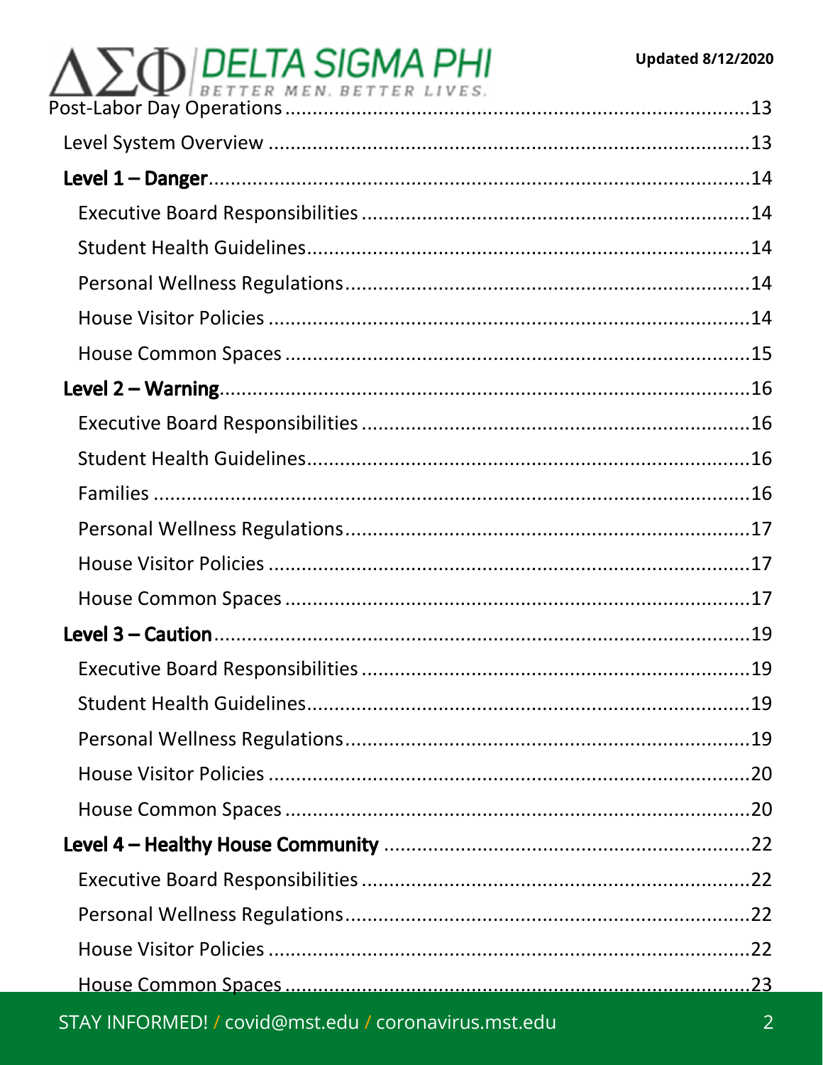Post-Labor Day Operations ....................................................................................13

Level System Overview ........................................................................................13

**Level 1 – Danger**................................................................................................14

Executive Board Responsibilities ......................................................................14

Student Health Guidelines.................................................................................14

Personal Wellness Regulations..........................................................................14

House Visitor Policies ........................................................................................14

House Common Spaces ....................................................................................15

**Level 2 – Warning**...............................................................................................16

Executive Board Responsibilities ......................................................................16

Student Health Guidelines.................................................................................16

Families ..............................................................................................................16

Personal Wellness Regulations..........................................................................17

House Visitor Policies ........................................................................................17

House Common Spaces ....................................................................................17

**Level 3 – Caution**................................................................................................19

Executive Board Responsibilities ......................................................................19

Student Health Guidelines.................................................................................19

Personal Wellness Regulations..........................................................................19

House Visitor Policies ........................................................................................20

House Common Spaces ....................................................................................20

**Level 4 – Healthy House Community** ..................................................................22

Executive Board Responsibilities ......................................................................22

Personal Wellness Regulations..........................................................................22

House Visitor Policies ........................................................................................22

House Common Spaces ....................................................................................23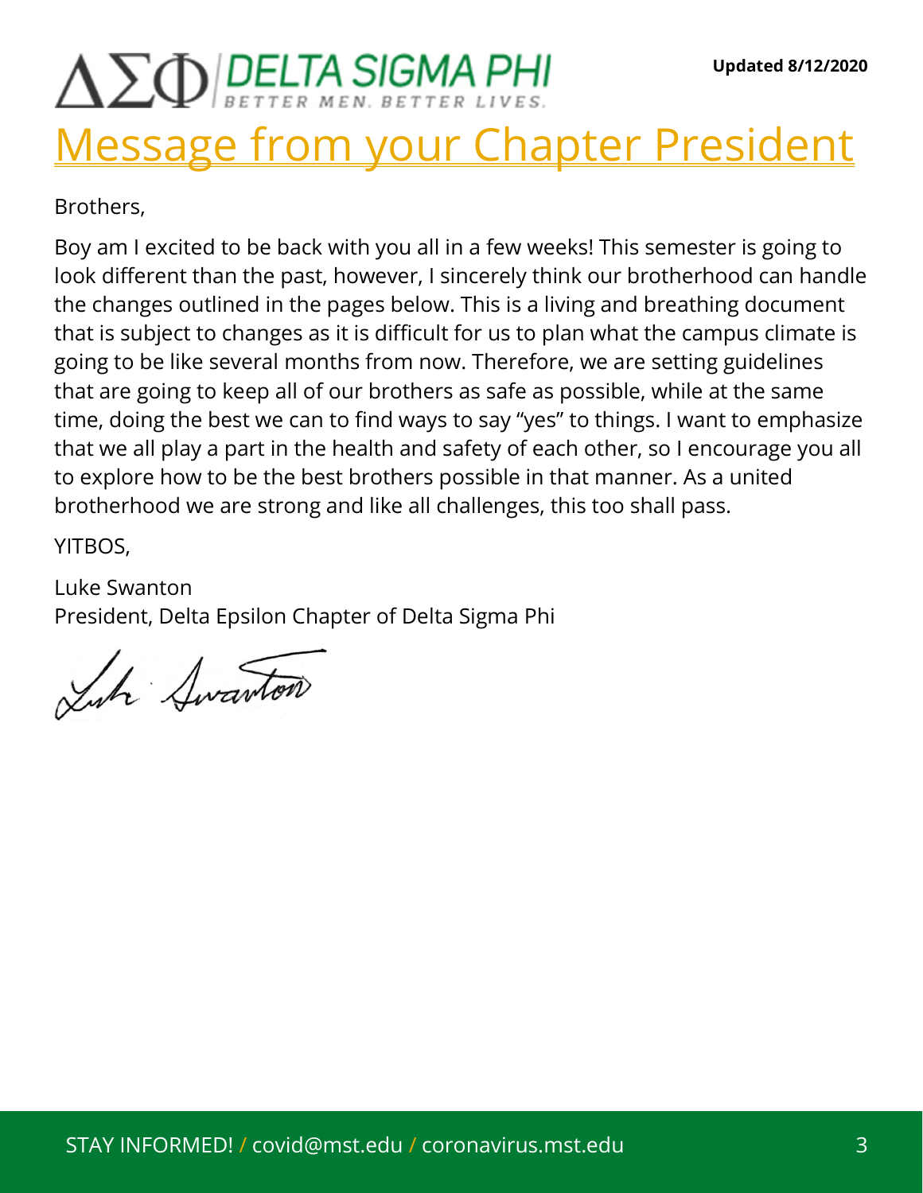Updated 8/12/2020

# Message from your Chapter President

Brothers,

Boy am I excited to be back with you all in a few weeks! This semester is going to look different than the past, however, I sincerely think our brotherhood can handle the changes outlined in the pages below. This is a living and breathing document that is subject to changes as it is difficult for us to plan what the campus climate is going to be like several months from now. Therefore, we are setting guidelines that are going to keep all of our brothers as safe as possible, while at the same time, doing the best we can to find ways to say "yes" to things. I want to emphasize that we all play a part in the health and safety of each other, so I encourage you all to explore how to be the best brothers possible in that manner. As a united brotherhood we are strong and like all challenges, this too shall pass.

YITBOS,

Luke Swanton
President, Delta Epsilon Chapter of Delta Sigma Phi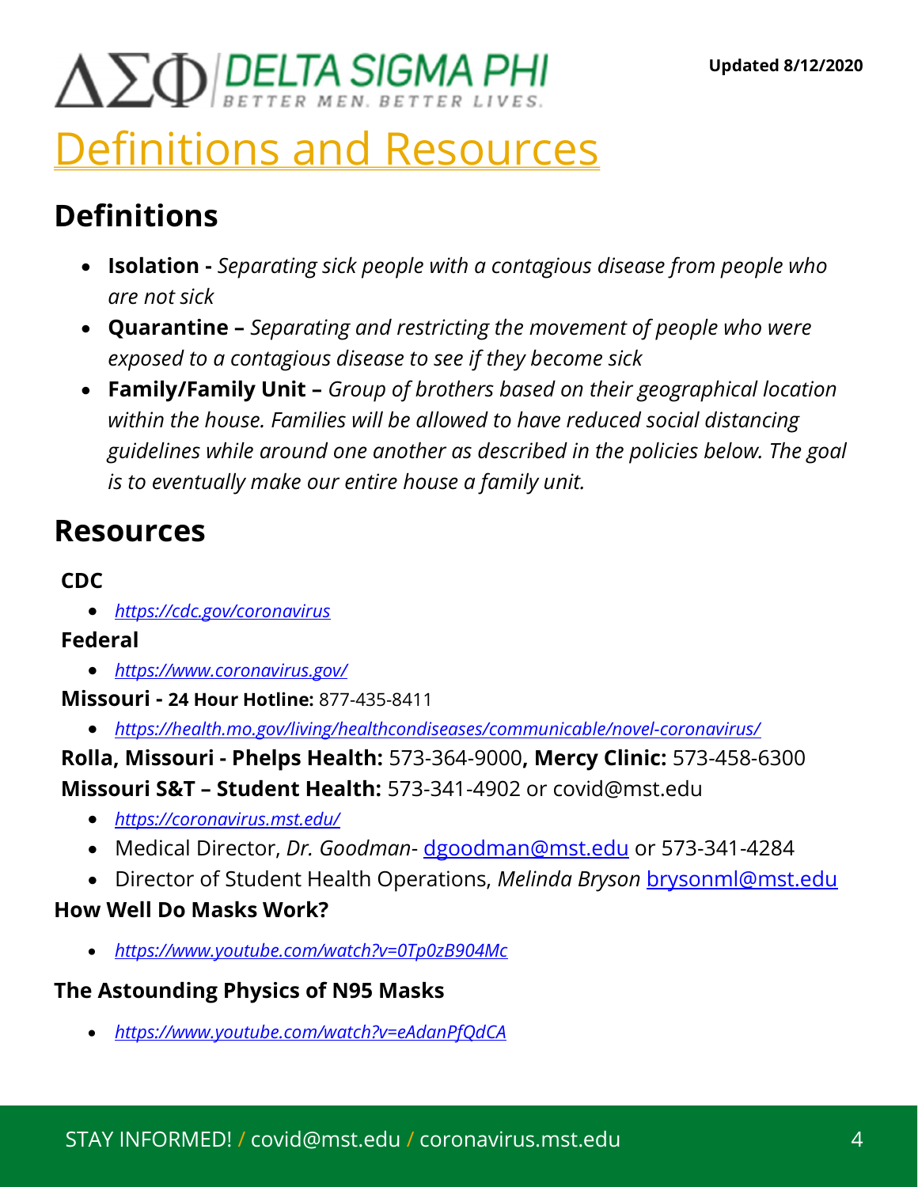ΔΣΦ DELTA SIGMA PHI — BETTER MEN. BETTER LIVES.

**Updated 8/12/2020**

# Definitions and Resources

## Definitions

- **Isolation -** *Separating sick people with a contagious disease from people who are not sick*
- **Quarantine –** *Separating and restricting the movement of people who were exposed to a contagious disease to see if they become sick*
- **Family/Family Unit –** *Group of brothers based on their geographical location within the house. Families will be allowed to have reduced social distancing guidelines while around one another as described in the policies below. The goal is to eventually make our entire house a family unit.*

## Resources

**CDC**

- *https://cdc.gov/coronavirus*

**Federal**

- *https://www.coronavirus.gov/*

**Missouri - 24 Hour Hotline:** 877-435-8411

- *https://health.mo.gov/living/healthcondiseases/communicable/novel-coronavirus/*

**Rolla, Missouri - Phelps Health:** 573-364-9000**, Mercy Clinic:** 573-458-6300

**Missouri S&T – Student Health:** 573-341-4902 or covid@mst.edu

- *https://coronavirus.mst.edu/*
- Medical Director, *Dr. Goodman*- dgoodman@mst.edu or 573-341-4284
- Director of Student Health Operations, *Melinda Bryson* brysonml@mst.edu

**How Well Do Masks Work?**

- *https://www.youtube.com/watch?v=0Tp0zB904Mc*

**The Astounding Physics of N95 Masks**

- *https://www.youtube.com/watch?v=eAdanPfQdCA*

STAY INFORMED! / covid@mst.edu / coronavirus.mst.edu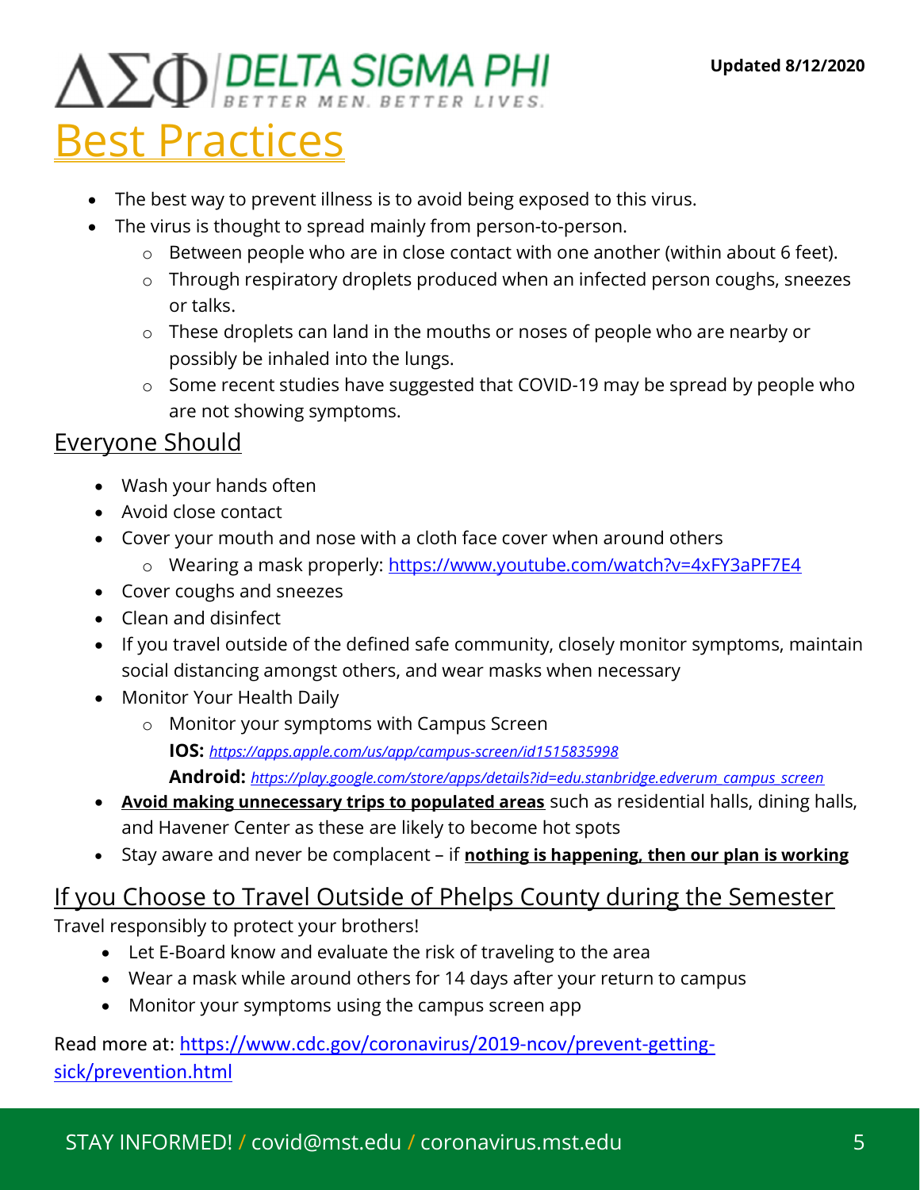ΔΣΦ DELTA SIGMA PHI
BETTER MEN. BETTER LIVES.

Updated 8/12/2020

# Best Practices

- The best way to prevent illness is to avoid being exposed to this virus.
- The virus is thought to spread mainly from person-to-person.
  - Between people who are in close contact with one another (within about 6 feet).
  - Through respiratory droplets produced when an infected person coughs, sneezes or talks.
  - These droplets can land in the mouths or noses of people who are nearby or possibly be inhaled into the lungs.
  - Some recent studies have suggested that COVID-19 may be spread by people who are not showing symptoms.

## Everyone Should

- Wash your hands often
- Avoid close contact
- Cover your mouth and nose with a cloth face cover when around others
  - Wearing a mask properly: https://www.youtube.com/watch?v=4xFY3aPF7E4
- Cover coughs and sneezes
- Clean and disinfect
- If you travel outside of the defined safe community, closely monitor symptoms, maintain social distancing amongst others, and wear masks when necessary
- Monitor Your Health Daily
  - Monitor your symptoms with Campus Screen

    **IOS:** *https://apps.apple.com/us/app/campus-screen/id1515835998*

    **Android:** *https://play.google.com/store/apps/details?id=edu.stanbridge.edverum_campus_screen*
- **Avoid making unnecessary trips to populated areas** such as residential halls, dining halls, and Havener Center as these are likely to become hot spots
- Stay aware and never be complacent – if **nothing is happening, then our plan is working**

## If you Choose to Travel Outside of Phelps County during the Semester

Travel responsibly to protect your brothers!

- Let E-Board know and evaluate the risk of traveling to the area
- Wear a mask while around others for 14 days after your return to campus
- Monitor your symptoms using the campus screen app

Read more at: https://www.cdc.gov/coronavirus/2019-ncov/prevent-getting-sick/prevention.html

STAY INFORMED! / covid@mst.edu / coronavirus.mst.edu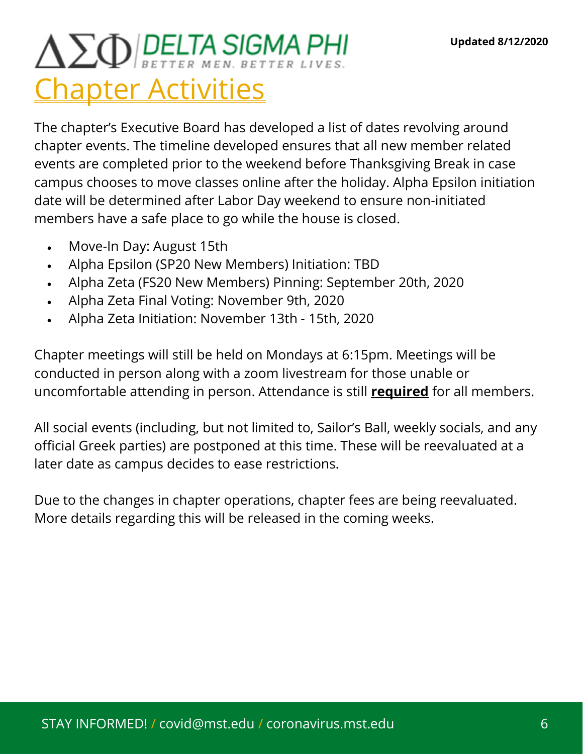**Updated 8/12/2020**

ΔΣΦ DELTA SIGMA PHI — BETTER MEN. BETTER LIVES.

# Chapter Activities

The chapter's Executive Board has developed a list of dates revolving around chapter events. The timeline developed ensures that all new member related events are completed prior to the weekend before Thanksgiving Break in case campus chooses to move classes online after the holiday. Alpha Epsilon initiation date will be determined after Labor Day weekend to ensure non-initiated members have a safe place to go while the house is closed.

- Move-In Day: August 15th
- Alpha Epsilon (SP20 New Members) Initiation: TBD
- Alpha Zeta (FS20 New Members) Pinning: September 20th, 2020
- Alpha Zeta Final Voting: November 9th, 2020
- Alpha Zeta Initiation: November 13th - 15th, 2020

Chapter meetings will still be held on Mondays at 6:15pm. Meetings will be conducted in person along with a zoom livestream for those unable or uncomfortable attending in person. Attendance is still **required** for all members.

All social events (including, but not limited to, Sailor's Ball, weekly socials, and any official Greek parties) are postponed at this time. These will be reevaluated at a later date as campus decides to ease restrictions.

Due to the changes in chapter operations, chapter fees are being reevaluated. More details regarding this will be released in the coming weeks.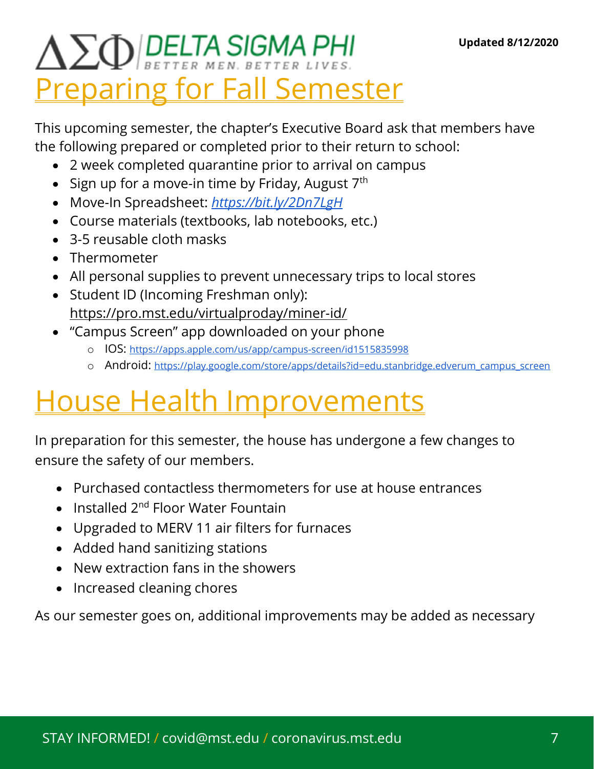ΔΣΦ DELTA SIGMA PHI
BETTER MEN. BETTER LIVES.

Updated 8/12/2020

# Preparing for Fall Semester

This upcoming semester, the chapter's Executive Board ask that members have the following prepared or completed prior to their return to school:

- 2 week completed quarantine prior to arrival on campus
- Sign up for a move-in time by Friday, August 7th
- Move-In Spreadsheet: *https://bit.ly/2Dn7LgH*
- Course materials (textbooks, lab notebooks, etc.)
- 3-5 reusable cloth masks
- Thermometer
- All personal supplies to prevent unnecessary trips to local stores
- Student ID (Incoming Freshman only): https://pro.mst.edu/virtualproday/miner-id/
- "Campus Screen" app downloaded on your phone
  - IOS: https://apps.apple.com/us/app/campus-screen/id1515835998
  - Android: https://play.google.com/store/apps/details?id=edu.stanbridge.edverum_campus_screen

# House Health Improvements

In preparation for this semester, the house has undergone a few changes to ensure the safety of our members.

- Purchased contactless thermometers for use at house entrances
- Installed 2nd Floor Water Fountain
- Upgraded to MERV 11 air filters for furnaces
- Added hand sanitizing stations
- New extraction fans in the showers
- Increased cleaning chores

As our semester goes on, additional improvements may be added as necessary

STAY INFORMED! / covid@mst.edu / coronavirus.mst.edu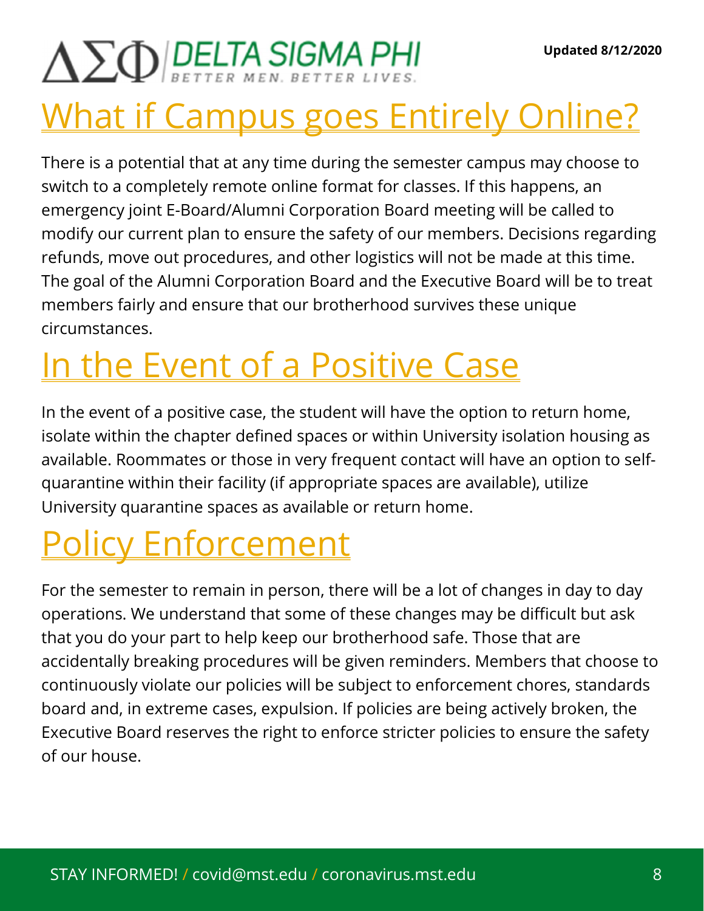## What if Campus goes Entirely Online?

There is a potential that at any time during the semester campus may choose to switch to a completely remote online format for classes. If this happens, an emergency joint E-Board/Alumni Corporation Board meeting will be called to modify our current plan to ensure the safety of our members. Decisions regarding refunds, move out procedures, and other logistics will not be made at this time. The goal of the Alumni Corporation Board and the Executive Board will be to treat members fairly and ensure that our brotherhood survives these unique circumstances.

## In the Event of a Positive Case

In the event of a positive case, the student will have the option to return home, isolate within the chapter defined spaces or within University isolation housing as available. Roommates or those in very frequent contact will have an option to self-quarantine within their facility (if appropriate spaces are available), utilize University quarantine spaces as available or return home.

## Policy Enforcement

For the semester to remain in person, there will be a lot of changes in day to day operations. We understand that some of these changes may be difficult but ask that you do your part to help keep our brotherhood safe. Those that are accidentally breaking procedures will be given reminders. Members that choose to continuously violate our policies will be subject to enforcement chores, standards board and, in extreme cases, expulsion. If policies are being actively broken, the Executive Board reserves the right to enforce stricter policies to ensure the safety of our house.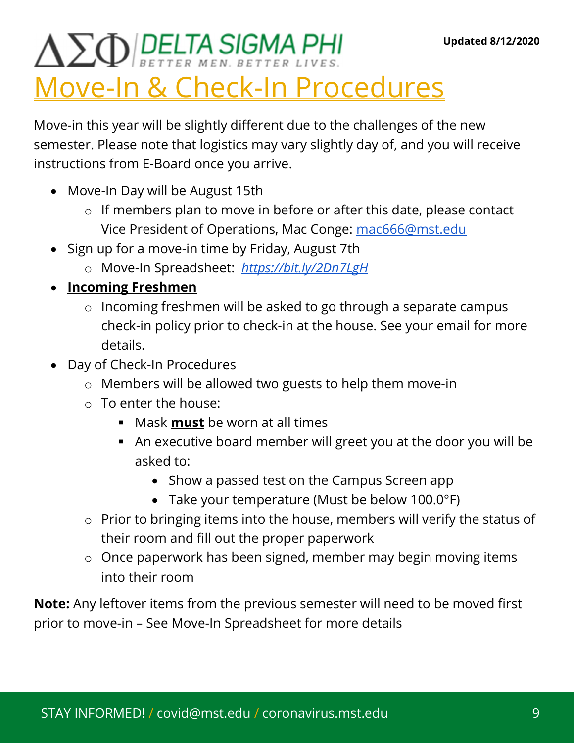ΔΣΦ DELTA SIGMA PHI BETTER MEN. BETTER LIVES.

Updated 8/12/2020

# Move-In & Check-In Procedures

Move-in this year will be slightly different due to the challenges of the new semester. Please note that logistics may vary slightly day of, and you will receive instructions from E-Board once you arrive.

- Move-In Day will be August 15th
  - If members plan to move in before or after this date, please contact Vice President of Operations, Mac Conge: mac666@mst.edu
- Sign up for a move-in time by Friday, August 7th
  - Move-In Spreadsheet: *https://bit.ly/2Dn7LgH*
- **Incoming Freshmen**
  - Incoming freshmen will be asked to go through a separate campus check-in policy prior to check-in at the house. See your email for more details.
- Day of Check-In Procedures
  - Members will be allowed two guests to help them move-in
  - To enter the house:
    - Mask **must** be worn at all times
    - An executive board member will greet you at the door you will be asked to:
      - Show a passed test on the Campus Screen app
      - Take your temperature (Must be below 100.0°F)
  - Prior to bringing items into the house, members will verify the status of their room and fill out the proper paperwork
  - Once paperwork has been signed, member may begin moving items into their room

**Note:** Any leftover items from the previous semester will need to be moved first prior to move-in – See Move-In Spreadsheet for more details

STAY INFORMED! / covid@mst.edu / coronavirus.mst.edu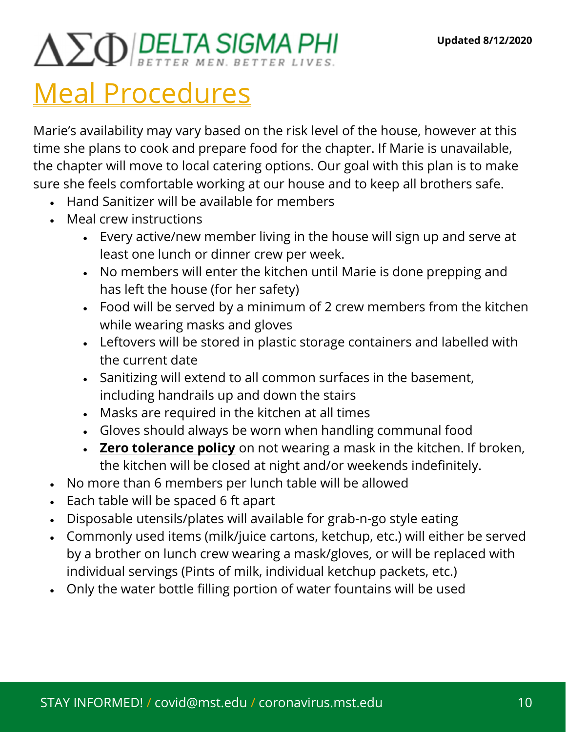# Meal Procedures

Marie's availability may vary based on the risk level of the house, however at this time she plans to cook and prepare food for the chapter. If Marie is unavailable, the chapter will move to local catering options. Our goal with this plan is to make sure she feels comfortable working at our house and to keep all brothers safe.

- Hand Sanitizer will be available for members
- Meal crew instructions
  - Every active/new member living in the house will sign up and serve at least one lunch or dinner crew per week.
  - No members will enter the kitchen until Marie is done prepping and has left the house (for her safety)
  - Food will be served by a minimum of 2 crew members from the kitchen while wearing masks and gloves
  - Leftovers will be stored in plastic storage containers and labelled with the current date
  - Sanitizing will extend to all common surfaces in the basement, including handrails up and down the stairs
  - Masks are required in the kitchen at all times
  - Gloves should always be worn when handling communal food
  - **Zero tolerance policy** on not wearing a mask in the kitchen. If broken, the kitchen will be closed at night and/or weekends indefinitely.
- No more than 6 members per lunch table will be allowed
- Each table will be spaced 6 ft apart
- Disposable utensils/plates will available for grab-n-go style eating
- Commonly used items (milk/juice cartons, ketchup, etc.) will either be served by a brother on lunch crew wearing a mask/gloves, or will be replaced with individual servings (Pints of milk, individual ketchup packets, etc.)
- Only the water bottle filling portion of water fountains will be used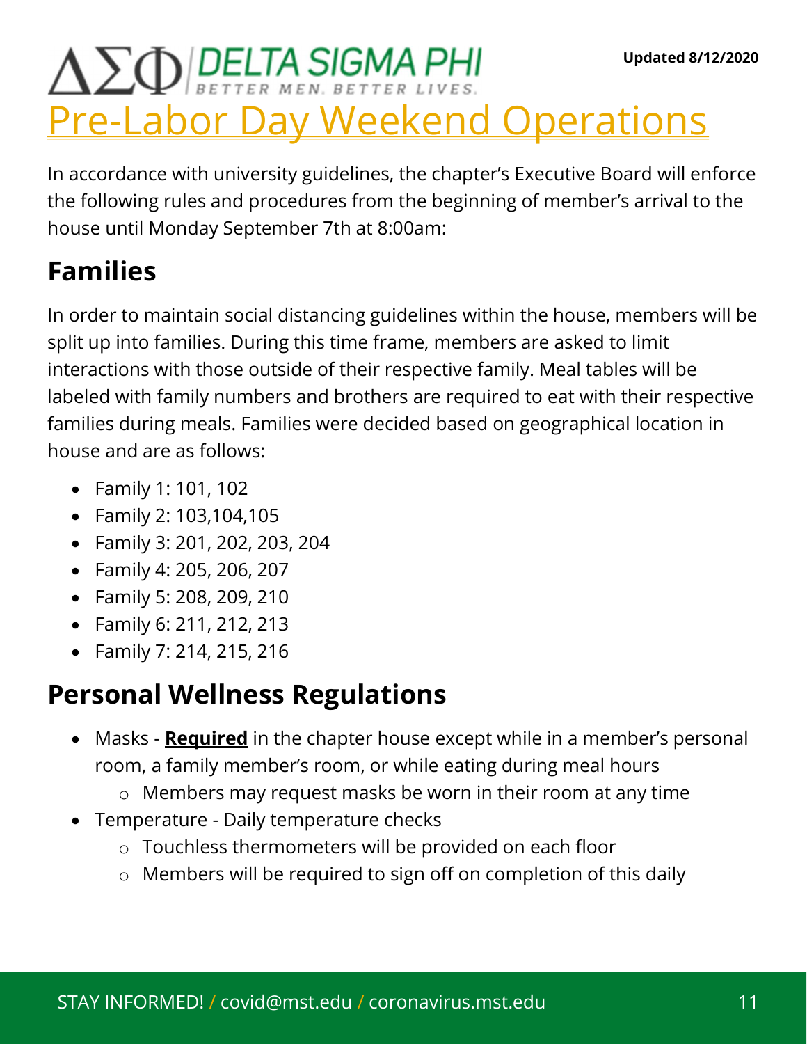ΔΣΦ DELTA SIGMA PHI
BETTER MEN. BETTER LIVES.

Updated 8/12/2020

# Pre-Labor Day Weekend Operations

In accordance with university guidelines, the chapter's Executive Board will enforce the following rules and procedures from the beginning of member's arrival to the house until Monday September 7th at 8:00am:

## Families

In order to maintain social distancing guidelines within the house, members will be split up into families. During this time frame, members are asked to limit interactions with those outside of their respective family. Meal tables will be labeled with family numbers and brothers are required to eat with their respective families during meals. Families were decided based on geographical location in house and are as follows:

- Family 1: 101, 102
- Family 2: 103,104,105
- Family 3: 201, 202, 203, 204
- Family 4: 205, 206, 207
- Family 5: 208, 209, 210
- Family 6: 211, 212, 213
- Family 7: 214, 215, 216

## Personal Wellness Regulations

- Masks - **Required** in the chapter house except while in a member's personal room, a family member's room, or while eating during meal hours
  - Members may request masks be worn in their room at any time
- Temperature - Daily temperature checks
  - Touchless thermometers will be provided on each floor
  - Members will be required to sign off on completion of this daily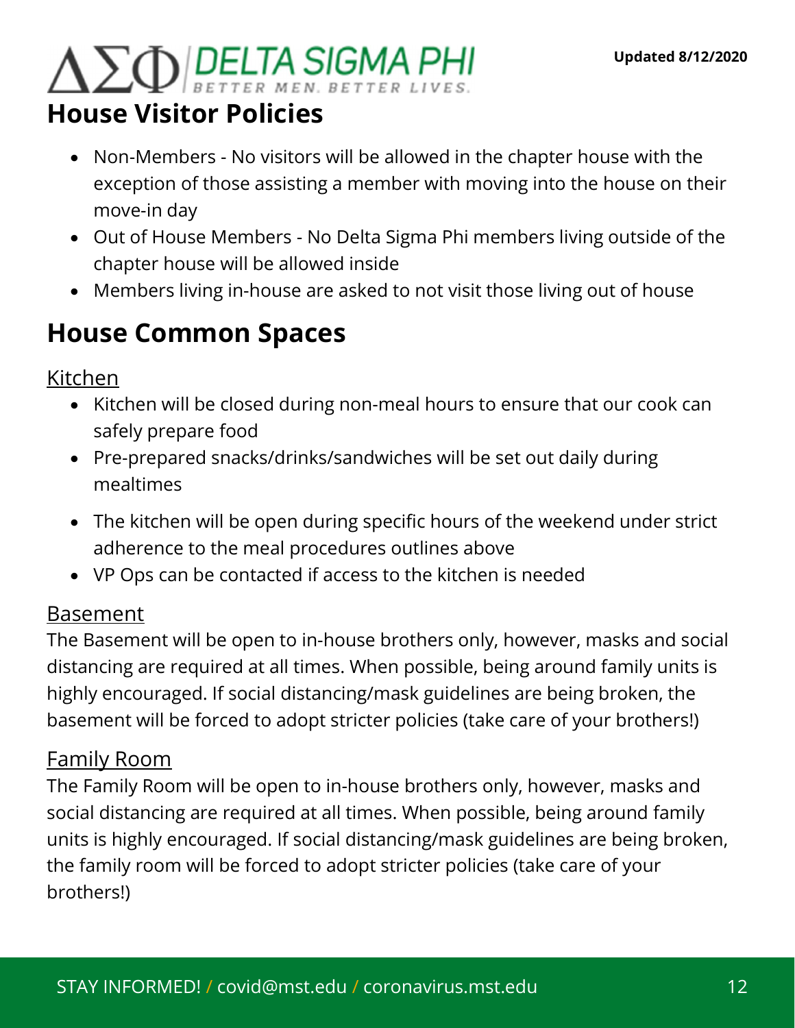ΔΣΦ DELTA SIGMA PHI
BETTER MEN. BETTER LIVES.

Updated 8/12/2020

## House Visitor Policies

- Non-Members - No visitors will be allowed in the chapter house with the exception of those assisting a member with moving into the house on their move-in day
- Out of House Members - No Delta Sigma Phi members living outside of the chapter house will be allowed inside
- Members living in-house are asked to not visit those living out of house

## House Common Spaces

### Kitchen

- Kitchen will be closed during non-meal hours to ensure that our cook can safely prepare food
- Pre-prepared snacks/drinks/sandwiches will be set out daily during mealtimes
- The kitchen will be open during specific hours of the weekend under strict adherence to the meal procedures outlines above
- VP Ops can be contacted if access to the kitchen is needed

### Basement

The Basement will be open to in-house brothers only, however, masks and social distancing are required at all times. When possible, being around family units is highly encouraged. If social distancing/mask guidelines are being broken, the basement will be forced to adopt stricter policies (take care of your brothers!)

### Family Room

The Family Room will be open to in-house brothers only, however, masks and social distancing are required at all times. When possible, being around family units is highly encouraged. If social distancing/mask guidelines are being broken, the family room will be forced to adopt stricter policies (take care of your brothers!)

STAY INFORMED! / covid@mst.edu / coronavirus.mst.edu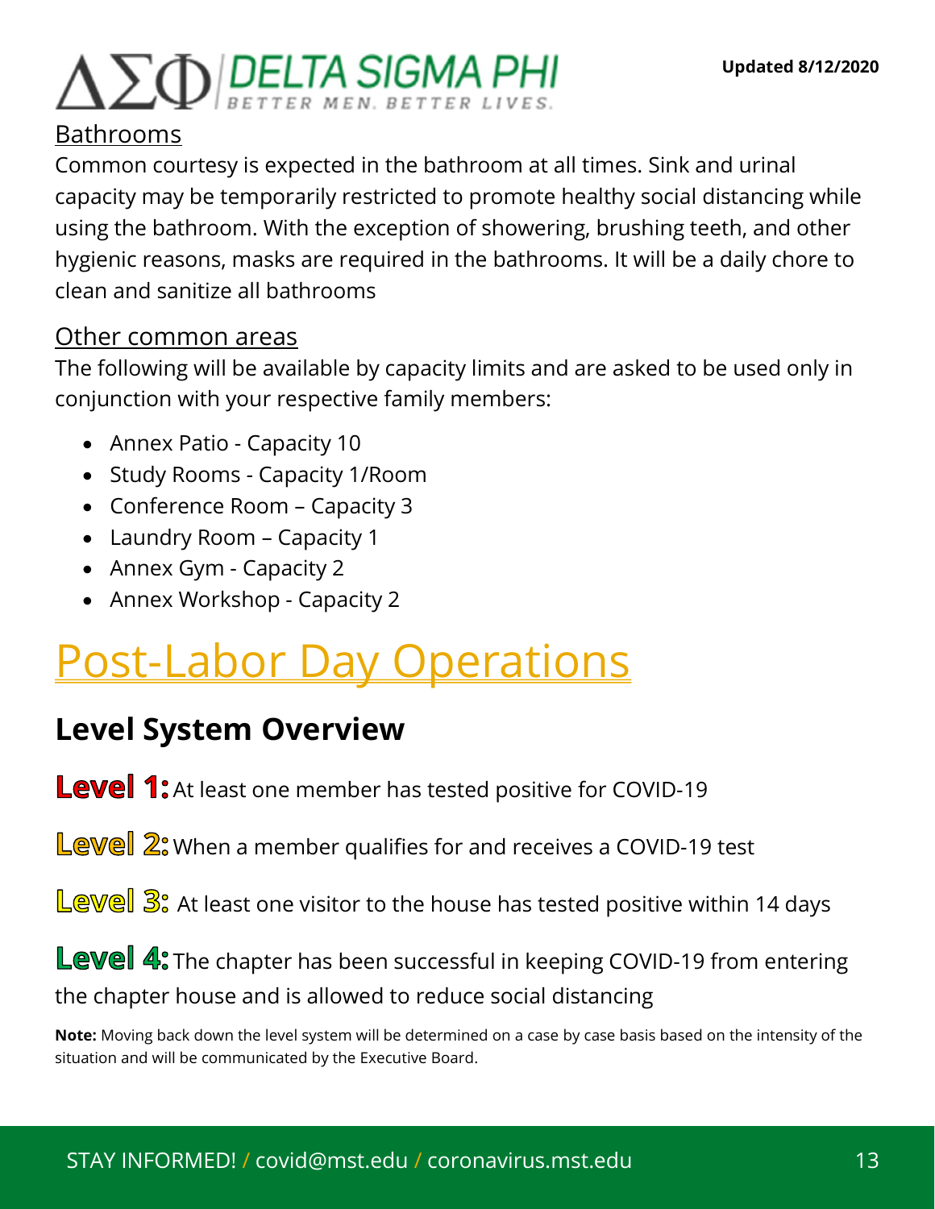Updated 8/12/2020

## Bathrooms

Common courtesy is expected in the bathroom at all times. Sink and urinal capacity may be temporarily restricted to promote healthy social distancing while using the bathroom. With the exception of showering, brushing teeth, and other hygienic reasons, masks are required in the bathrooms. It will be a daily chore to clean and sanitize all bathrooms

## Other common areas

The following will be available by capacity limits and are asked to be used only in conjunction with your respective family members:

- Annex Patio - Capacity 10
- Study Rooms - Capacity 1/Room
- Conference Room – Capacity 3
- Laundry Room – Capacity 1
- Annex Gym - Capacity 2
- Annex Workshop - Capacity 2

# Post-Labor Day Operations

## Level System Overview

**Level 1:** At least one member has tested positive for COVID-19

**Level 2:** When a member qualifies for and receives a COVID-19 test

**Level 3:** At least one visitor to the house has tested positive within 14 days

**Level 4:** The chapter has been successful in keeping COVID-19 from entering the chapter house and is allowed to reduce social distancing

**Note:** Moving back down the level system will be determined on a case by case basis based on the intensity of the situation and will be communicated by the Executive Board.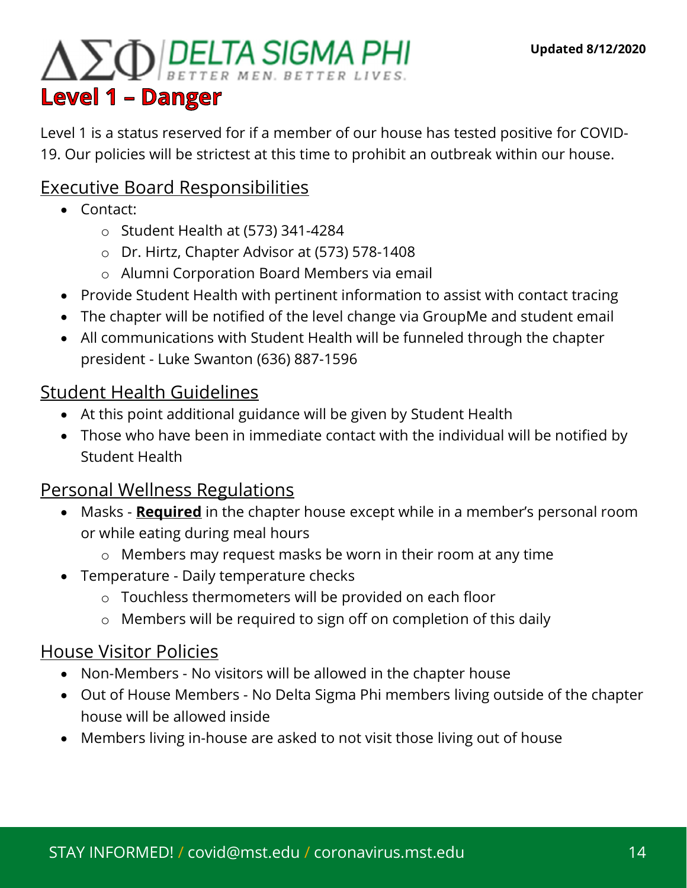# Level 1 – Danger

Level 1 is a status reserved for if a member of our house has tested positive for COVID-19. Our policies will be strictest at this time to prohibit an outbreak within our house.

## Executive Board Responsibilities

- Contact:
  - Student Health at (573) 341-4284
  - Dr. Hirtz, Chapter Advisor at (573) 578-1408
  - Alumni Corporation Board Members via email
- Provide Student Health with pertinent information to assist with contact tracing
- The chapter will be notified of the level change via GroupMe and student email
- All communications with Student Health will be funneled through the chapter president - Luke Swanton (636) 887-1596

## Student Health Guidelines

- At this point additional guidance will be given by Student Health
- Those who have been in immediate contact with the individual will be notified by Student Health

## Personal Wellness Regulations

- Masks - **Required** in the chapter house except while in a member's personal room or while eating during meal hours
  - Members may request masks be worn in their room at any time
- Temperature - Daily temperature checks
  - Touchless thermometers will be provided on each floor
  - Members will be required to sign off on completion of this daily

## House Visitor Policies

- Non-Members - No visitors will be allowed in the chapter house
- Out of House Members - No Delta Sigma Phi members living outside of the chapter house will be allowed inside
- Members living in-house are asked to not visit those living out of house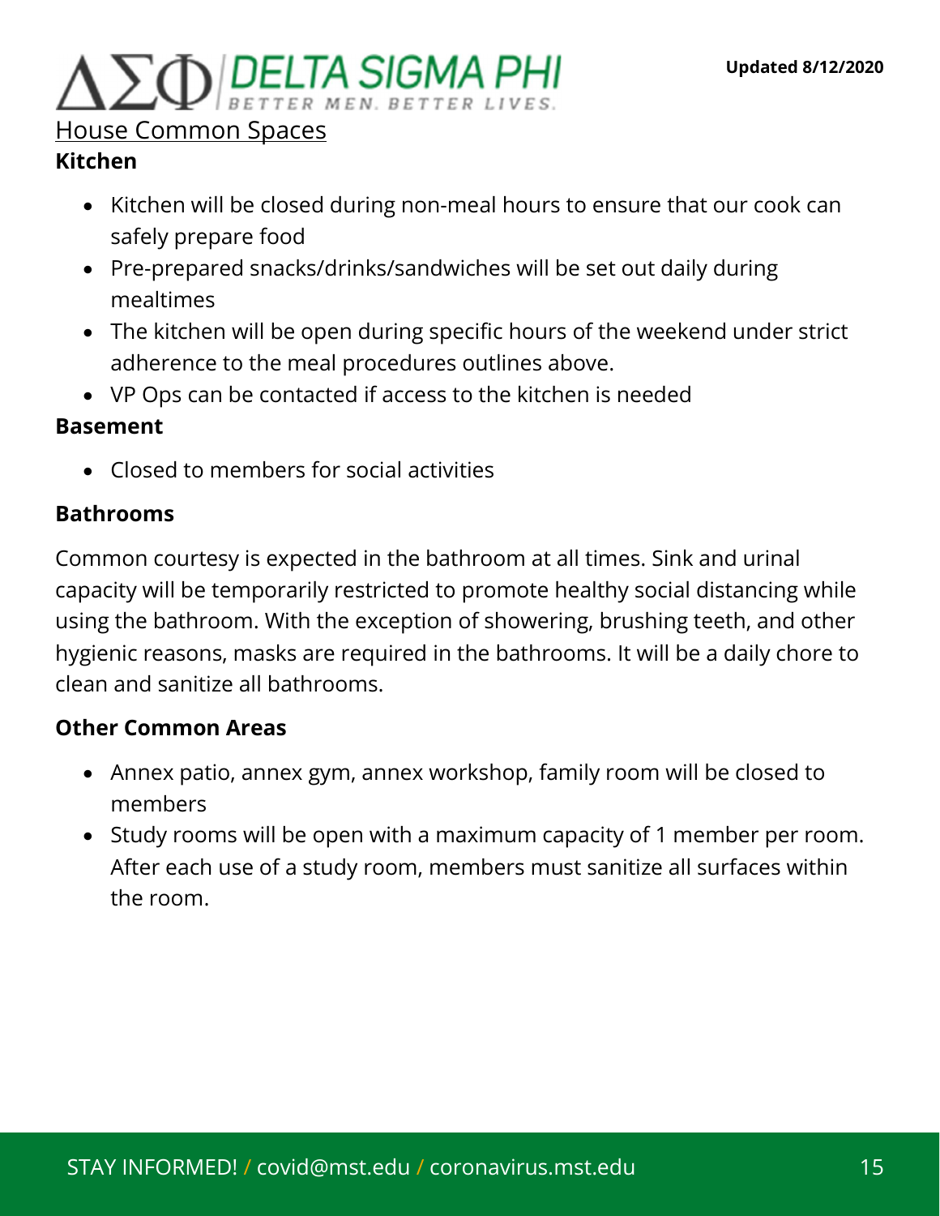## House Common Spaces

### Kitchen

- Kitchen will be closed during non-meal hours to ensure that our cook can safely prepare food
- Pre-prepared snacks/drinks/sandwiches will be set out daily during mealtimes
- The kitchen will be open during specific hours of the weekend under strict adherence to the meal procedures outlines above.
- VP Ops can be contacted if access to the kitchen is needed

### Basement

- Closed to members for social activities

### Bathrooms

Common courtesy is expected in the bathroom at all times. Sink and urinal capacity will be temporarily restricted to promote healthy social distancing while using the bathroom. With the exception of showering, brushing teeth, and other hygienic reasons, masks are required in the bathrooms. It will be a daily chore to clean and sanitize all bathrooms.

### Other Common Areas

- Annex patio, annex gym, annex workshop, family room will be closed to members
- Study rooms will be open with a maximum capacity of 1 member per room. After each use of a study room, members must sanitize all surfaces within the room.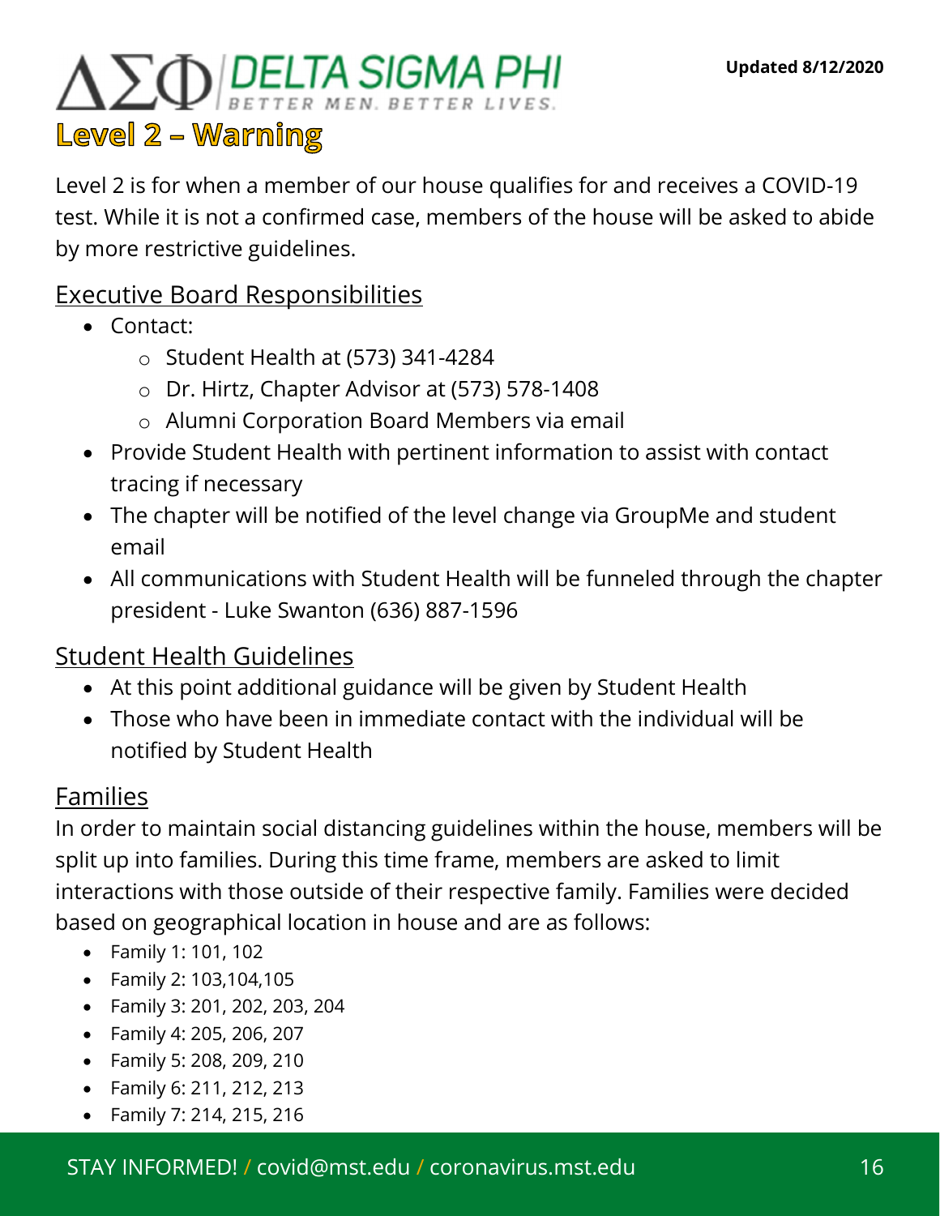## Level 2 – Warning

Level 2 is for when a member of our house qualifies for and receives a COVID-19 test. While it is not a confirmed case, members of the house will be asked to abide by more restrictive guidelines.

### Executive Board Responsibilities

- Contact:
  - Student Health at (573) 341-4284
  - Dr. Hirtz, Chapter Advisor at (573) 578-1408
  - Alumni Corporation Board Members via email
- Provide Student Health with pertinent information to assist with contact tracing if necessary
- The chapter will be notified of the level change via GroupMe and student email
- All communications with Student Health will be funneled through the chapter president - Luke Swanton (636) 887-1596

### Student Health Guidelines

- At this point additional guidance will be given by Student Health
- Those who have been in immediate contact with the individual will be notified by Student Health

### Families

In order to maintain social distancing guidelines within the house, members will be split up into families. During this time frame, members are asked to limit interactions with those outside of their respective family. Families were decided based on geographical location in house and are as follows:

- Family 1: 101, 102
- Family 2: 103,104,105
- Family 3: 201, 202, 203, 204
- Family 4: 205, 206, 207
- Family 5: 208, 209, 210
- Family 6: 211, 212, 213
- Family 7: 214, 215, 216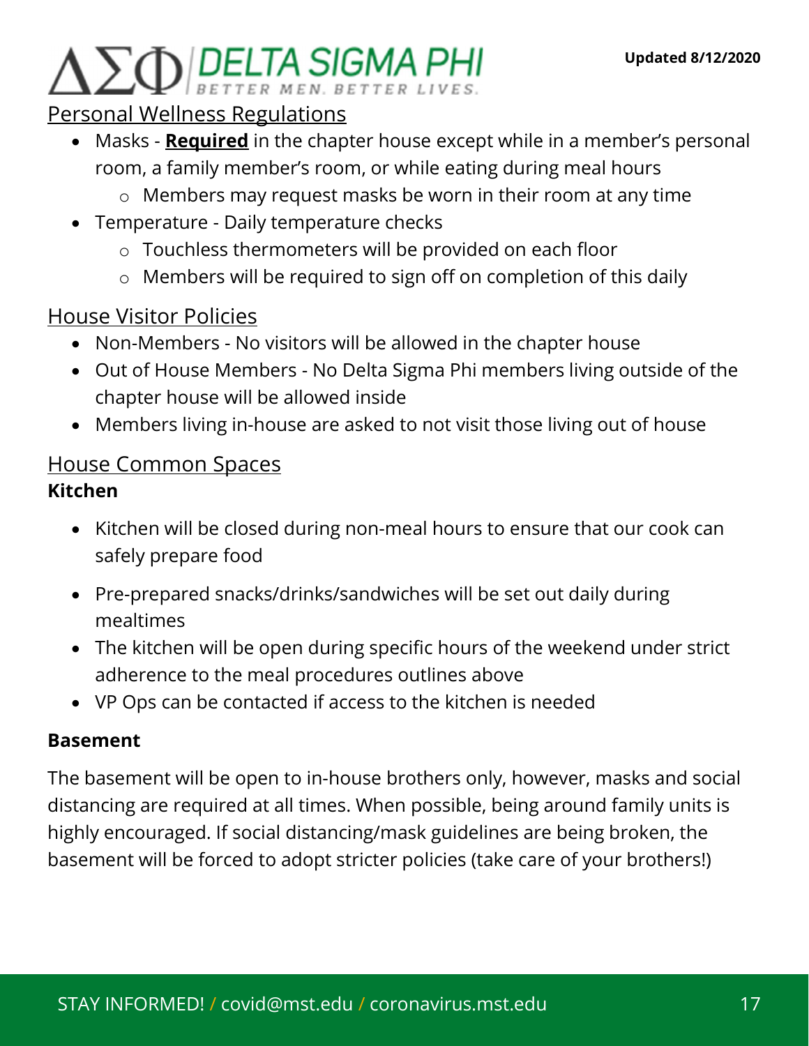# ΔΣΦ DELTA SIGMA PHI

BETTER MEN. BETTER LIVES.

Updated 8/12/2020

## Personal Wellness Regulations

- Masks - **Required** in the chapter house except while in a member's personal room, a family member's room, or while eating during meal hours
  - Members may request masks be worn in their room at any time
- Temperature - Daily temperature checks
  - Touchless thermometers will be provided on each floor
  - Members will be required to sign off on completion of this daily

## House Visitor Policies

- Non-Members - No visitors will be allowed in the chapter house
- Out of House Members - No Delta Sigma Phi members living outside of the chapter house will be allowed inside
- Members living in-house are asked to not visit those living out of house

## House Common Spaces

### Kitchen

- Kitchen will be closed during non-meal hours to ensure that our cook can safely prepare food
- Pre-prepared snacks/drinks/sandwiches will be set out daily during mealtimes
- The kitchen will be open during specific hours of the weekend under strict adherence to the meal procedures outlines above
- VP Ops can be contacted if access to the kitchen is needed

### Basement

The basement will be open to in-house brothers only, however, masks and social distancing are required at all times. When possible, being around family units is highly encouraged. If social distancing/mask guidelines are being broken, the basement will be forced to adopt stricter policies (take care of your brothers!)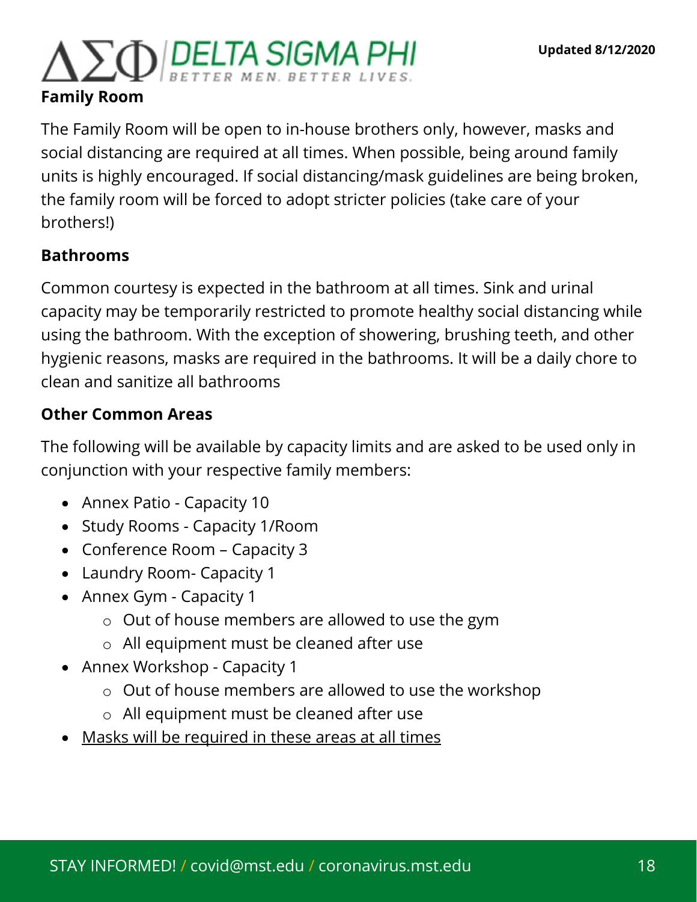## Family Room

The Family Room will be open to in-house brothers only, however, masks and social distancing are required at all times. When possible, being around family units is highly encouraged. If social distancing/mask guidelines are being broken, the family room will be forced to adopt stricter policies (take care of your brothers!)

## Bathrooms

Common courtesy is expected in the bathroom at all times. Sink and urinal capacity may be temporarily restricted to promote healthy social distancing while using the bathroom. With the exception of showering, brushing teeth, and other hygienic reasons, masks are required in the bathrooms. It will be a daily chore to clean and sanitize all bathrooms

## Other Common Areas

The following will be available by capacity limits and are asked to be used only in conjunction with your respective family members:

- Annex Patio - Capacity 10
- Study Rooms - Capacity 1/Room
- Conference Room – Capacity 3
- Laundry Room- Capacity 1
- Annex Gym - Capacity 1
  - Out of house members are allowed to use the gym
  - All equipment must be cleaned after use
- Annex Workshop - Capacity 1
  - Out of house members are allowed to use the workshop
  - All equipment must be cleaned after use
- <u>Masks will be required in these areas at all times</u>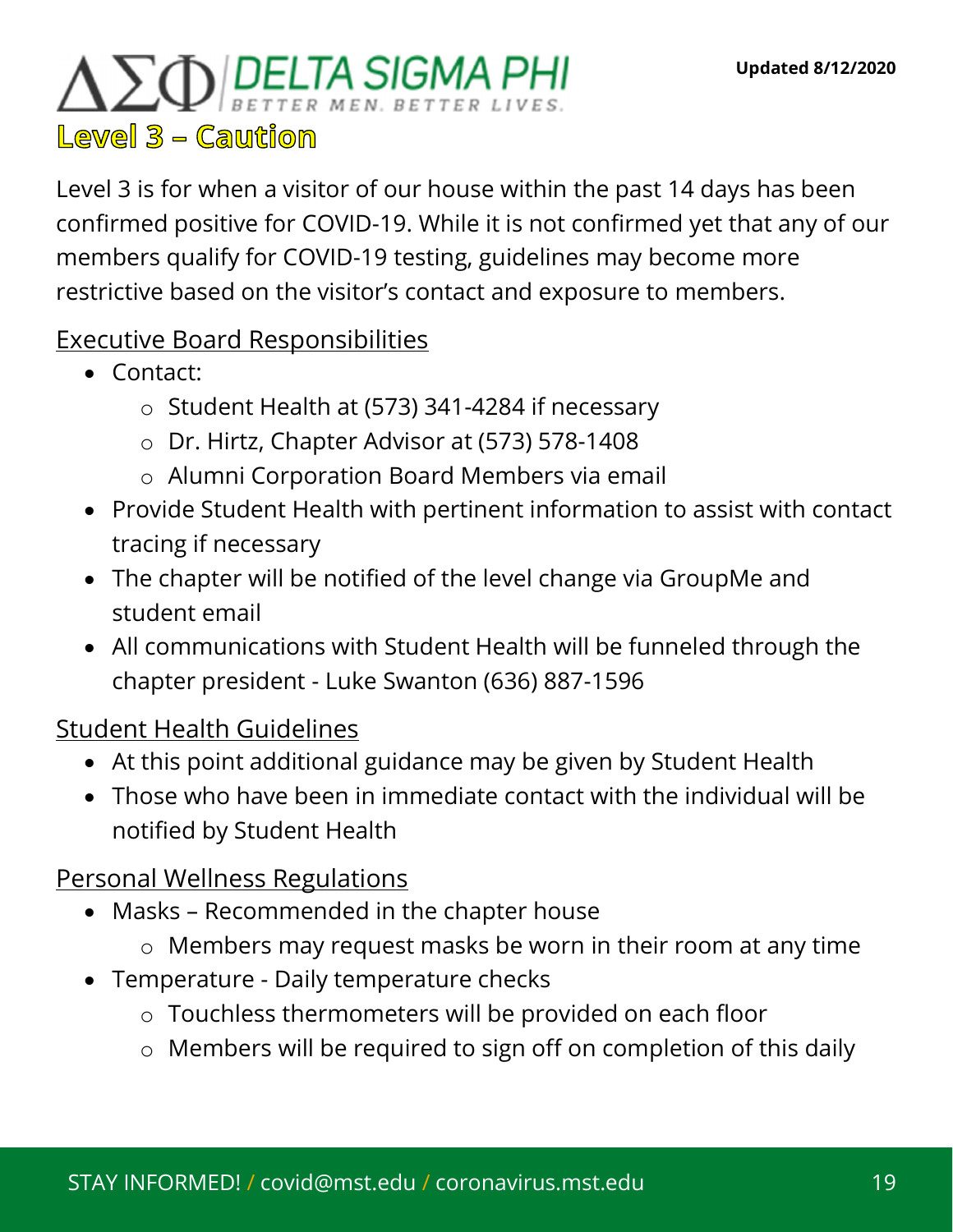# Level 3 – Caution

Level 3 is for when a visitor of our house within the past 14 days has been confirmed positive for COVID-19. While it is not confirmed yet that any of our members qualify for COVID-19 testing, guidelines may become more restrictive based on the visitor's contact and exposure to members.

## Executive Board Responsibilities

- Contact:
  - Student Health at (573) 341-4284 if necessary
  - Dr. Hirtz, Chapter Advisor at (573) 578-1408
  - Alumni Corporation Board Members via email
- Provide Student Health with pertinent information to assist with contact tracing if necessary
- The chapter will be notified of the level change via GroupMe and student email
- All communications with Student Health will be funneled through the chapter president - Luke Swanton (636) 887-1596

## Student Health Guidelines

- At this point additional guidance may be given by Student Health
- Those who have been in immediate contact with the individual will be notified by Student Health

## Personal Wellness Regulations

- Masks – Recommended in the chapter house
  - Members may request masks be worn in their room at any time
- Temperature - Daily temperature checks
  - Touchless thermometers will be provided on each floor
  - Members will be required to sign off on completion of this daily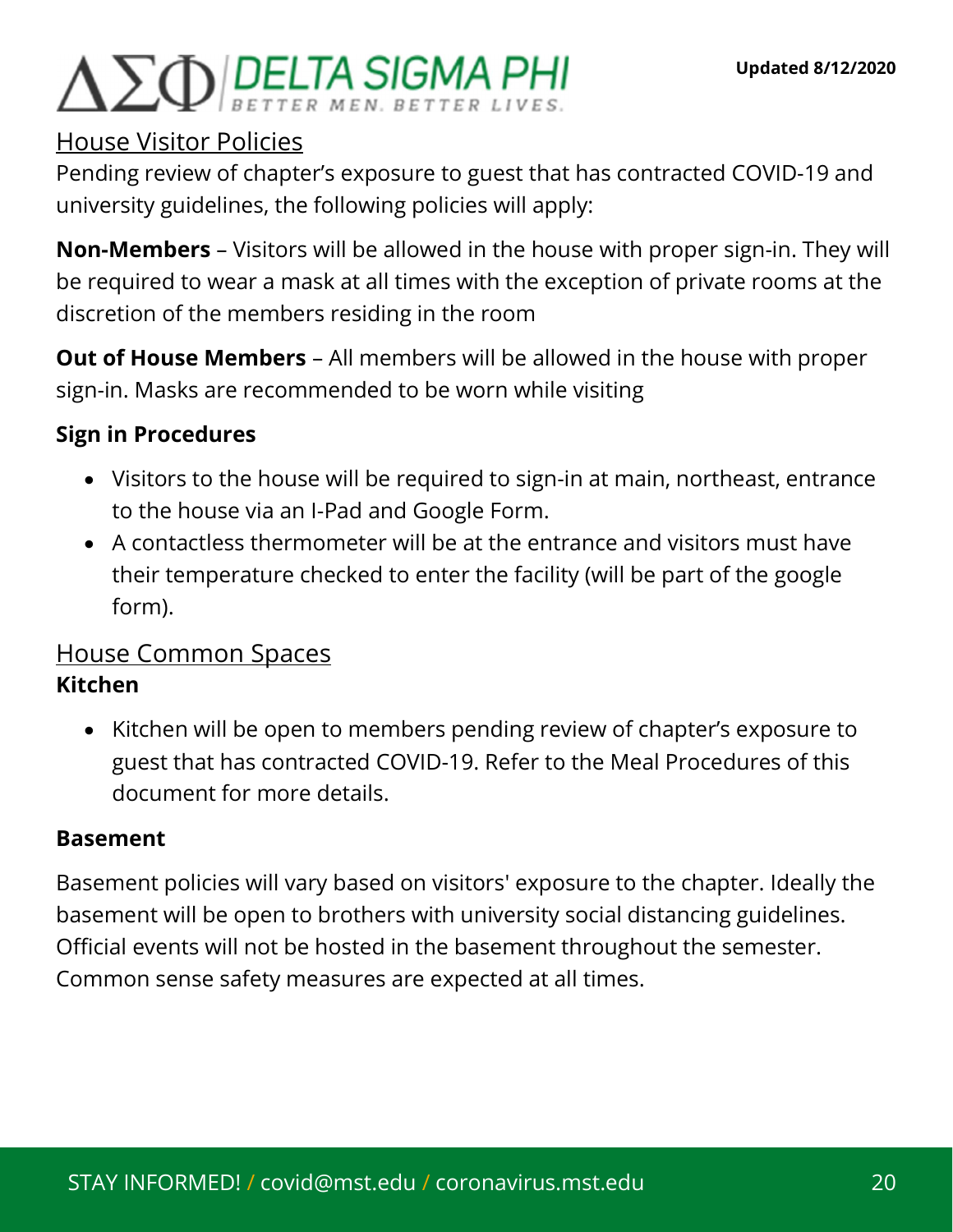## House Visitor Policies

Pending review of chapter's exposure to guest that has contracted COVID-19 and university guidelines, the following policies will apply:

**Non-Members** – Visitors will be allowed in the house with proper sign-in. They will be required to wear a mask at all times with the exception of private rooms at the discretion of the members residing in the room

**Out of House Members** – All members will be allowed in the house with proper sign-in. Masks are recommended to be worn while visiting

### Sign in Procedures

- Visitors to the house will be required to sign-in at main, northeast, entrance to the house via an I-Pad and Google Form.
- A contactless thermometer will be at the entrance and visitors must have their temperature checked to enter the facility (will be part of the google form).

## House Common Spaces

### Kitchen

- Kitchen will be open to members pending review of chapter's exposure to guest that has contracted COVID-19. Refer to the Meal Procedures of this document for more details.

### Basement

Basement policies will vary based on visitors' exposure to the chapter. Ideally the basement will be open to brothers with university social distancing guidelines. Official events will not be hosted in the basement throughout the semester. Common sense safety measures are expected at all times.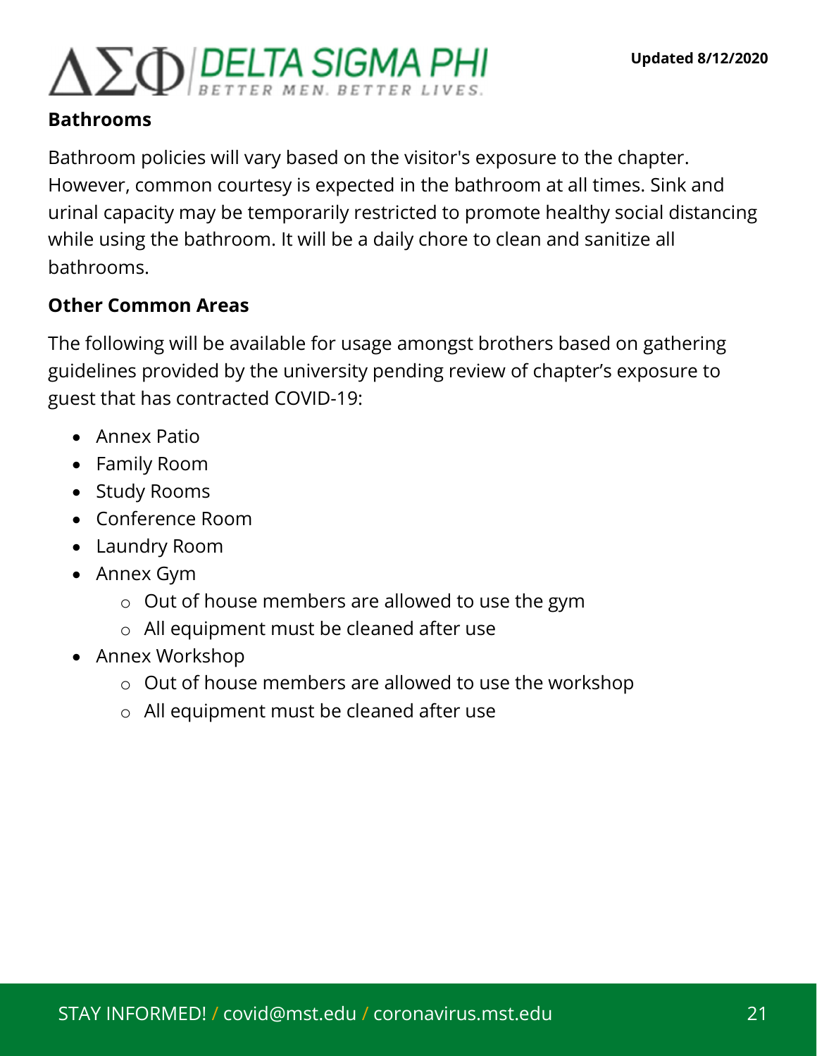## Bathrooms

Bathroom policies will vary based on the visitor's exposure to the chapter. However, common courtesy is expected in the bathroom at all times. Sink and urinal capacity may be temporarily restricted to promote healthy social distancing while using the bathroom. It will be a daily chore to clean and sanitize all bathrooms.

## Other Common Areas

The following will be available for usage amongst brothers based on gathering guidelines provided by the university pending review of chapter's exposure to guest that has contracted COVID-19:

- Annex Patio
- Family Room
- Study Rooms
- Conference Room
- Laundry Room
- Annex Gym
    - Out of house members are allowed to use the gym
    - All equipment must be cleaned after use
- Annex Workshop
    - Out of house members are allowed to use the workshop
    - All equipment must be cleaned after use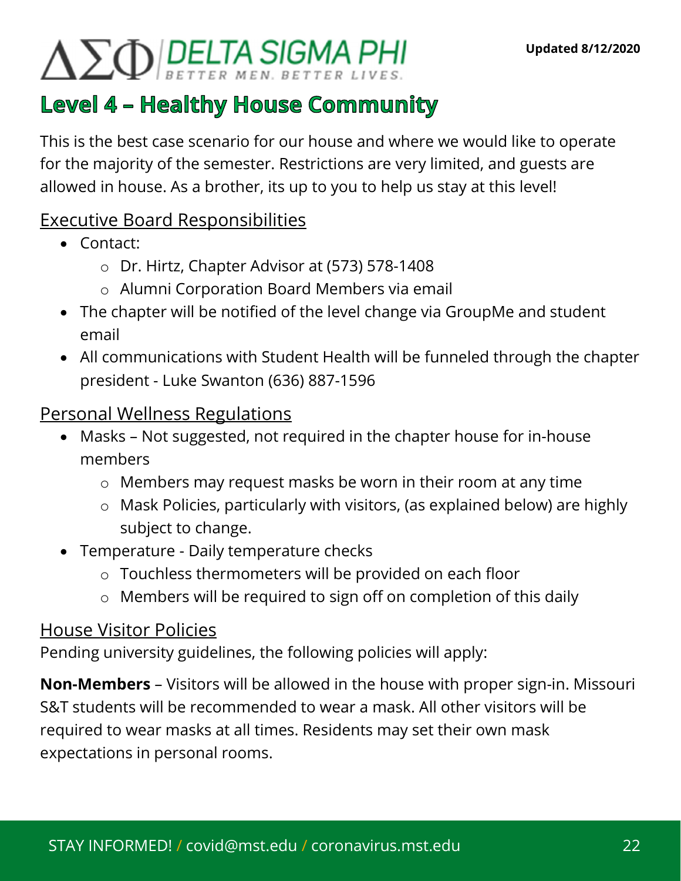**ΔΣΦ DELTA SIGMA PHI** BETTER MEN. BETTER LIVES.

**Updated 8/12/2020**

# Level 4 – Healthy House Community

This is the best case scenario for our house and where we would like to operate for the majority of the semester. Restrictions are very limited, and guests are allowed in house. As a brother, its up to you to help us stay at this level!

## Executive Board Responsibilities

- Contact:
  - Dr. Hirtz, Chapter Advisor at (573) 578-1408
  - Alumni Corporation Board Members via email
- The chapter will be notified of the level change via GroupMe and student email
- All communications with Student Health will be funneled through the chapter president - Luke Swanton (636) 887-1596

## Personal Wellness Regulations

- Masks – Not suggested, not required in the chapter house for in-house members
  - Members may request masks be worn in their room at any time
  - Mask Policies, particularly with visitors, (as explained below) are highly subject to change.
- Temperature - Daily temperature checks
  - Touchless thermometers will be provided on each floor
  - Members will be required to sign off on completion of this daily

## House Visitor Policies

Pending university guidelines, the following policies will apply:

**Non-Members** – Visitors will be allowed in the house with proper sign-in. Missouri S&T students will be recommended to wear a mask. All other visitors will be required to wear masks at all times. Residents may set their own mask expectations in personal rooms.

STAY INFORMED! / covid@mst.edu / coronavirus.mst.edu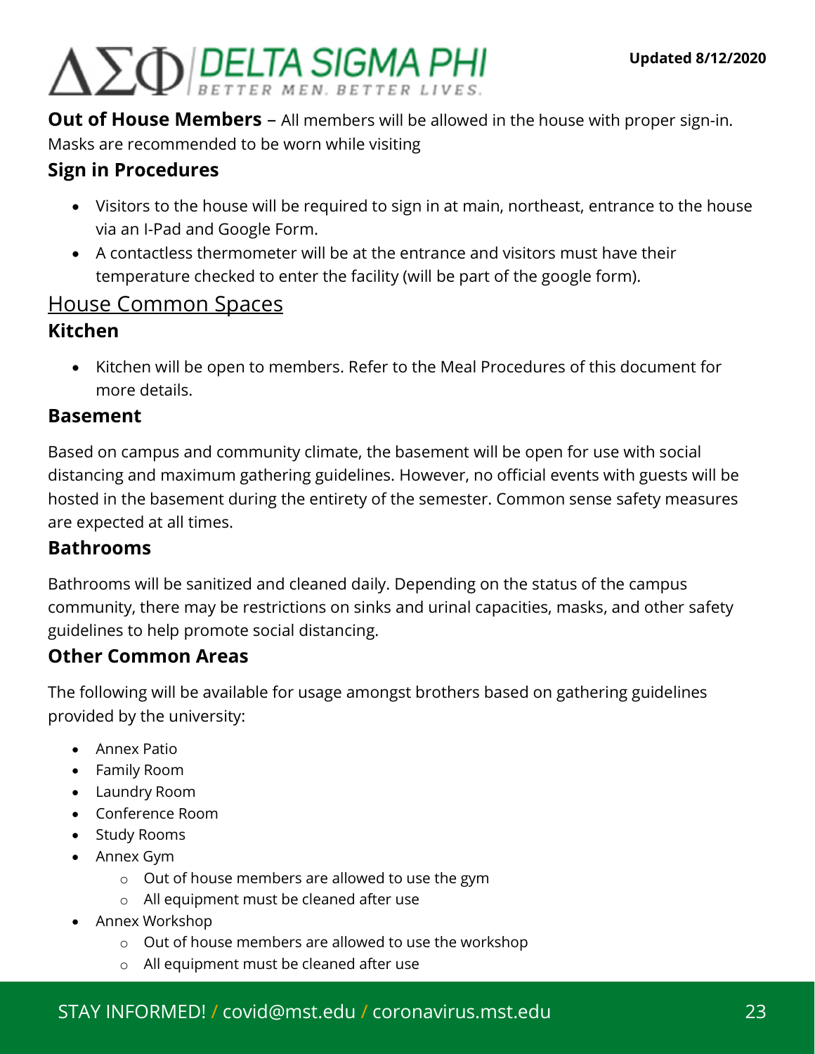**Out of House Members** – All members will be allowed in the house with proper sign-in. Masks are recommended to be worn while visiting

### Sign in Procedures

- Visitors to the house will be required to sign in at main, northeast, entrance to the house via an I-Pad and Google Form.
- A contactless thermometer will be at the entrance and visitors must have their temperature checked to enter the facility (will be part of the google form).

## House Common Spaces

### Kitchen

- Kitchen will be open to members. Refer to the Meal Procedures of this document for more details.

### Basement

Based on campus and community climate, the basement will be open for use with social distancing and maximum gathering guidelines. However, no official events with guests will be hosted in the basement during the entirety of the semester. Common sense safety measures are expected at all times.

### Bathrooms

Bathrooms will be sanitized and cleaned daily. Depending on the status of the campus community, there may be restrictions on sinks and urinal capacities, masks, and other safety guidelines to help promote social distancing.

### Other Common Areas

The following will be available for usage amongst brothers based on gathering guidelines provided by the university:

- Annex Patio
- Family Room
- Laundry Room
- Conference Room
- Study Rooms
- Annex Gym
  - Out of house members are allowed to use the gym
  - All equipment must be cleaned after use
- Annex Workshop
  - Out of house members are allowed to use the workshop
  - All equipment must be cleaned after use